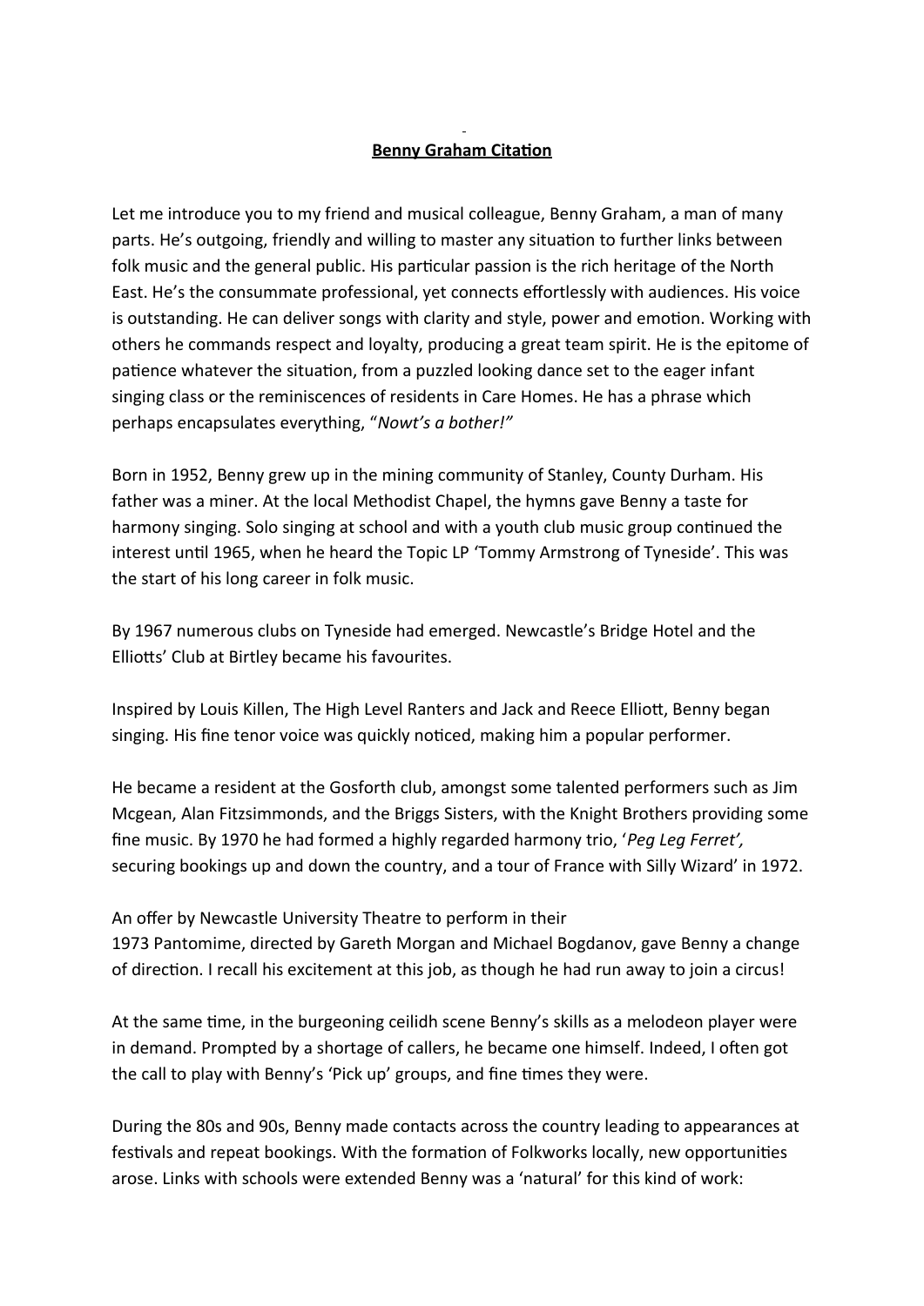**Benny Graham Citation**

Let me introduce you to my friend and musical colleague, Benny Graham, a man of many parts. He's outgoing, friendly and willing to master any situation to further links between folk music and the general public. His particular passion is the rich heritage of the North East. He's the consummate professional, yet connects effortlessly with audiences. His voice is outstanding. He can deliver songs with clarity and style, power and emotion. Working with others he commands respect and loyalty, producing a great team spirit. He is the epitome of patience whatever the situation, from a puzzled looking dance set to the eager infant singing class or the reminiscences of residents in Care Homes. He has a phrase which perhaps encapsulates everything, "*Nowt's a bother!"*

Born in 1952, Benny grew up in the mining community of Stanley, County Durham. His father was a miner. At the local Methodist Chapel, the hymns gave Benny a taste for harmony singing. Solo singing at school and with a youth club music group continued the interest until 1965, when he heard the Topic LP 'Tommy Armstrong of Tyneside'. This was the start of his long career in folk music.

By 1967 numerous clubs on Tyneside had emerged. Newcastle's Bridge Hotel and the Elliotts' Club at Birtley became his favourites.

Inspired by Louis Killen, The High Level Ranters and Jack and Reece Elliott, Benny began singing. His fine tenor voice was quickly noticed, making him a popular performer.

He became a resident at the Gosforth club, amongst some talented performers such as Jim Mcgean, Alan Fitzsimmonds, and the Briggs Sisters, with the Knight Brothers providing some fine music. By 1970 he had formed a highly regarded harmony trio, '*Peg Leg Ferret',* securing bookings up and down the country, and a tour of France with Silly Wizard' in 1972.

An offer by Newcastle University Theatre to perform in their 1973 Pantomime, directed by Gareth Morgan and Michael Bogdanov, gave Benny a change of direction. I recall his excitement at this job, as though he had run away to join a circus!

At the same time, in the burgeoning ceilidh scene Benny's skills as a melodeon player were in demand. Prompted by a shortage of callers, he became one himself. Indeed, I often got the call to play with Benny's 'Pick up' groups, and fine times they were.

During the 80s and 90s, Benny made contacts across the country leading to appearances at festivals and repeat bookings. With the formation of Folkworks locally, new opportunities arose. Links with schools were extended Benny was a 'natural' for this kind of work: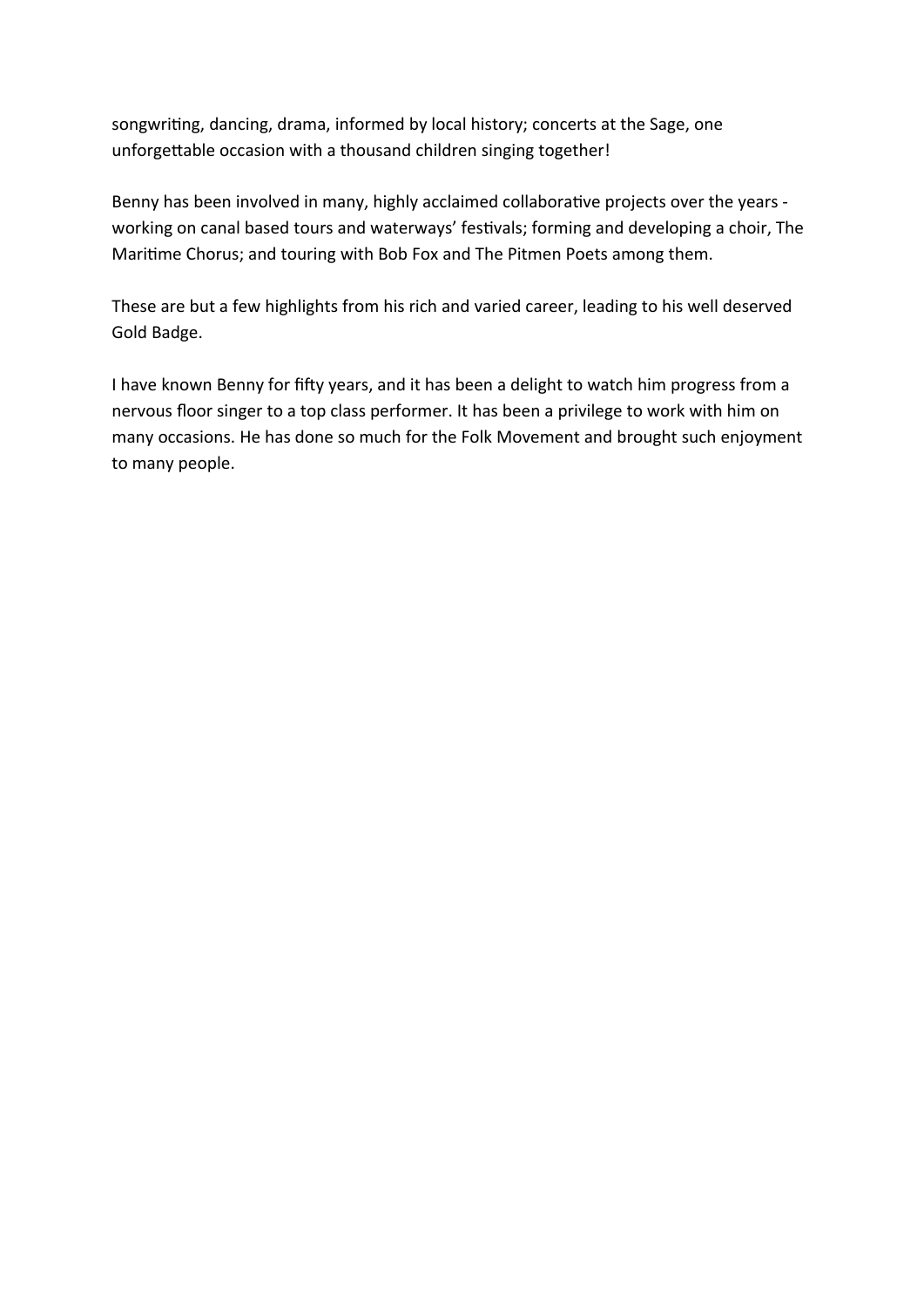songwriting, dancing, drama, informed by local history; concerts at the Sage, one unforgettable occasion with a thousand children singing together!

Benny has been involved in many, highly acclaimed collaborative projects over the years - working on canal based tours and waterways' festivals; forming and developing a choir, The Maritime Chorus; and touring with Bob Fox and The Pitmen Poets among them.

These are but a few highlights from his rich and varied career, leading to his well deserved Gold Badge.

I have known Benny for fifty years, and it has been a delight to watch him progress from a nervous floor singer to a top class performer. It has been a privilege to work with him on many occasions. He has done so much for the Folk Movement and brought such enjoyment to many people.